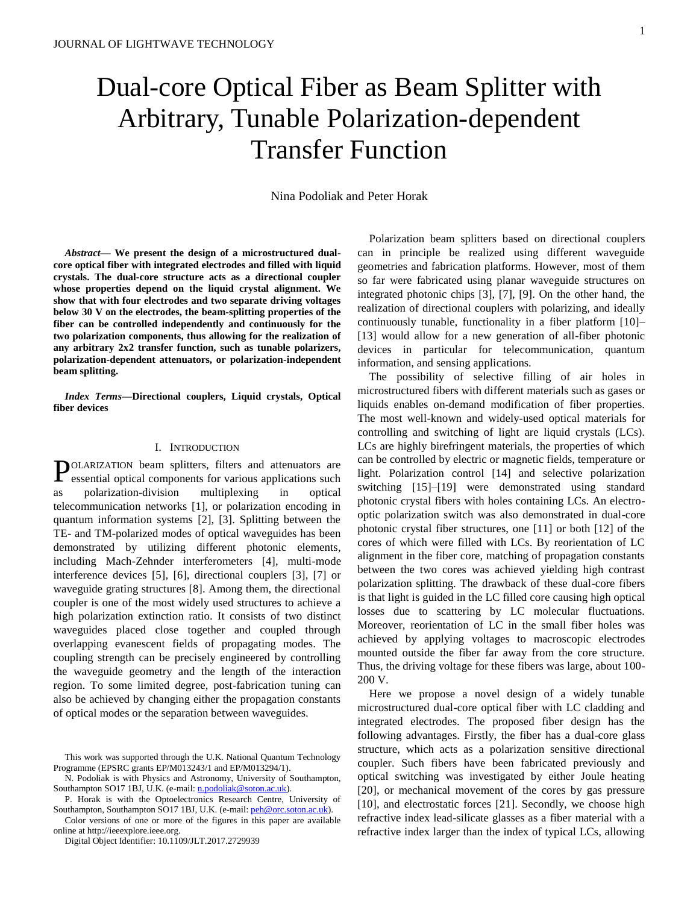# Dual-core Optical Fiber as Beam Splitter with Arbitrary, Tunable Polarization-dependent Transfer Function

Nina Podoliak and Peter Horak

***Abstract*— We present the design of a microstructured dual-core optical fiber with integrated electrodes and filled with liquid crystals. The dual-core structure acts as a directional coupler whose properties depend on the liquid crystal alignment. We show that with four electrodes and two separate driving voltages below 30 V on the electrodes, the beam-splitting properties of the fiber can be controlled independently and continuously for the two polarization components, thus allowing for the realization of any arbitrary 2x2 transfer function, such as tunable polarizers, polarization-dependent attenuators, or polarization-independent beam splitting.**

***Index Terms*—Directional couplers, Liquid crystals, Optical fiber devices**

## I. Introduction

Polarization beam splitters, filters and attenuators are essential optical components for various applications such as polarization-division multiplexing in optical telecommunication networks [1], or polarization encoding in quantum information systems [2], [3]. Splitting between the TE- and TM-polarized modes of optical waveguides has been demonstrated by utilizing different photonic elements, including Mach-Zehnder interferometers [4], multi-mode interference devices [5], [6], directional couplers [3], [7] or waveguide grating structures [8]. Among them, the directional coupler is one of the most widely used structures to achieve a high polarization extinction ratio. It consists of two distinct waveguides placed close together and coupled through overlapping evanescent fields of propagating modes. The coupling strength can be precisely engineered by controlling the waveguide geometry and the length of the interaction region. To some limited degree, post-fabrication tuning can also be achieved by changing either the propagation constants of optical modes or the separation between waveguides.

This work was supported through the U.K. National Quantum Technology Programme (EPSRC grants EP/M013243/1 and EP/M013294/1).

N. Podoliak is with Physics and Astronomy, University of Southampton, Southampton SO17 1BJ, U.K. (e-mail: n.podoliak@soton.ac.uk).

P. Horak is with the Optoelectronics Research Centre, University of Southampton, Southampton SO17 1BJ, U.K. (e-mail: peh@orc.soton.ac.uk).

Color versions of one or more of the figures in this paper are available online at http://ieeexplore.ieee.org.

Digital Object Identifier: 10.1109/JLT.2017.2729939

Polarization beam splitters based on directional couplers can in principle be realized using different waveguide geometries and fabrication platforms. However, most of them so far were fabricated using planar waveguide structures on integrated photonic chips [3], [7], [9]. On the other hand, the realization of directional couplers with polarizing, and ideally continuously tunable, functionality in a fiber platform [10]–[13] would allow for a new generation of all-fiber photonic devices in particular for telecommunication, quantum information, and sensing applications.

The possibility of selective filling of air holes in microstructured fibers with different materials such as gases or liquids enables on-demand modification of fiber properties. The most well-known and widely-used optical materials for controlling and switching of light are liquid crystals (LCs). LCs are highly birefringent materials, the properties of which can be controlled by electric or magnetic fields, temperature or light. Polarization control [14] and selective polarization switching [15]–[19] were demonstrated using standard photonic crystal fibers with holes containing LCs. An electro-optic polarization switch was also demonstrated in dual-core photonic crystal fiber structures, one [11] or both [12] of the cores of which were filled with LCs. By reorientation of LC alignment in the fiber core, matching of propagation constants between the two cores was achieved yielding high contrast polarization splitting. The drawback of these dual-core fibers is that light is guided in the LC filled core causing high optical losses due to scattering by LC molecular fluctuations. Moreover, reorientation of LC in the small fiber holes was achieved by applying voltages to macroscopic electrodes mounted outside the fiber far away from the core structure. Thus, the driving voltage for these fibers was large, about 100-200 V.

Here we propose a novel design of a widely tunable microstructured dual-core optical fiber with LC cladding and integrated electrodes. The proposed fiber design has the following advantages. Firstly, the fiber has a dual-core glass structure, which acts as a polarization sensitive directional coupler. Such fibers have been fabricated previously and optical switching was investigated by either Joule heating [20], or mechanical movement of the cores by gas pressure [10], and electrostatic forces [21]. Secondly, we choose high refractive index lead-silicate glasses as a fiber material with a refractive index larger than the index of typical LCs, allowing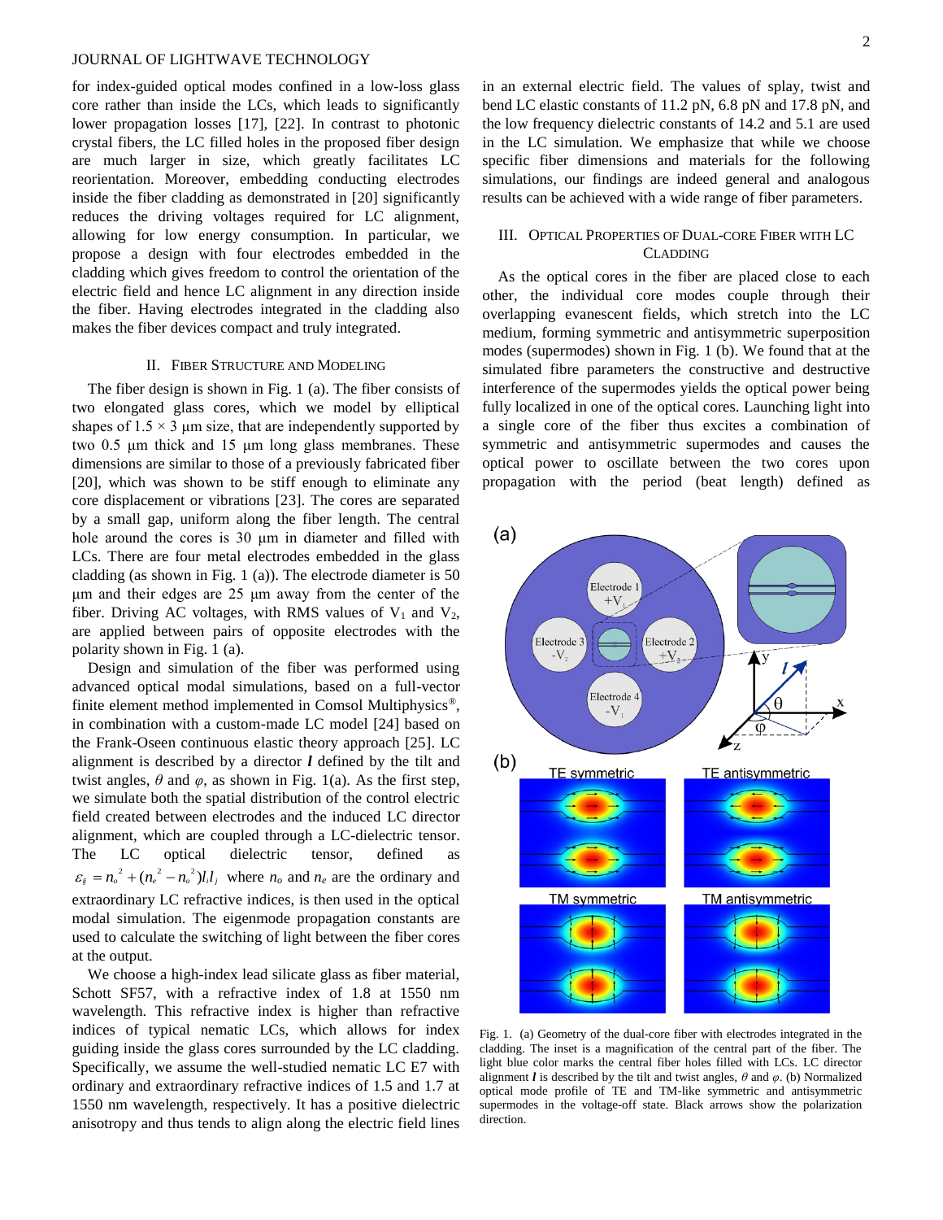for index-guided optical modes confined in a low-loss glass core rather than inside the LCs, which leads to significantly lower propagation losses [17], [22]. In contrast to photonic crystal fibers, the LC filled holes in the proposed fiber design are much larger in size, which greatly facilitates LC reorientation. Moreover, embedding conducting electrodes inside the fiber cladding as demonstrated in [20] significantly reduces the driving voltages required for LC alignment, allowing for low energy consumption. In particular, we propose a design with four electrodes embedded in the cladding which gives freedom to control the orientation of the electric field and hence LC alignment in any direction inside the fiber. Having electrodes integrated in the cladding also makes the fiber devices compact and truly integrated.

## II. Fiber Structure and Modeling

The fiber design is shown in Fig. 1 (a). The fiber consists of two elongated glass cores, which we model by elliptical shapes of $1.5 \times 3$ µm size, that are independently supported by two 0.5 µm thick and 15 µm long glass membranes. These dimensions are similar to those of a previously fabricated fiber [20], which was shown to be stiff enough to eliminate any core displacement or vibrations [23]. The cores are separated by a small gap, uniform along the fiber length. The central hole around the cores is 30 µm in diameter and filled with LCs. There are four metal electrodes embedded in the glass cladding (as shown in Fig. 1 (a)). The electrode diameter is 50 µm and their edges are 25 µm away from the center of the fiber. Driving AC voltages, with RMS values of $V_1$ and $V_2$, are applied between pairs of opposite electrodes with the polarity shown in Fig. 1 (a).

Design and simulation of the fiber was performed using advanced optical modal simulations, based on a full-vector finite element method implemented in Comsol Multiphysics®, in combination with a custom-made LC model [24] based on the Frank-Oseen continuous elastic theory approach [25]. LC alignment is described by a director $\boldsymbol{l}$ defined by the tilt and twist angles, $\theta$ and $\varphi$, as shown in Fig. 1(a). As the first step, we simulate both the spatial distribution of the control electric field created between electrodes and the induced LC director alignment, which are coupled through a LC-dielectric tensor. The LC optical dielectric tensor, defined as $\varepsilon_{ij} = n_o^2 + (n_e^2 - n_o^2) l_i l_j$ where $n_o$ and $n_e$ are the ordinary and extraordinary LC refractive indices, is then used in the optical modal simulation. The eigenmode propagation constants are used to calculate the switching of light between the fiber cores at the output.

We choose a high-index lead silicate glass as fiber material, Schott SF57, with a refractive index of 1.8 at 1550 nm wavelength. This refractive index is higher than refractive indices of typical nematic LCs, which allows for index guiding inside the glass cores surrounded by the LC cladding. Specifically, we assume the well-studied nematic LC E7 with ordinary and extraordinary refractive indices of 1.5 and 1.7 at 1550 nm wavelength, respectively. It has a positive dielectric anisotropy and thus tends to align along the electric field lines in an external electric field. The values of splay, twist and bend LC elastic constants of 11.2 pN, 6.8 pN and 17.8 pN, and the low frequency dielectric constants of 14.2 and 5.1 are used in the LC simulation. We emphasize that while we choose specific fiber dimensions and materials for the following simulations, our findings are indeed general and analogous results can be achieved with a wide range of fiber parameters.

## III. Optical Properties of Dual-core Fiber with LC Cladding

As the optical cores in the fiber are placed close to each other, the individual core modes couple through their overlapping evanescent fields, which stretch into the LC medium, forming symmetric and antisymmetric superposition modes (supermodes) shown in Fig. 1 (b). We found that at the simulated fibre parameters the constructive and destructive interference of the supermodes yields the optical power being fully localized in one of the optical cores. Launching light into a single core of the fiber thus excites a combination of symmetric and antisymmetric supermodes and causes the optical power to oscillate between the two cores upon propagation with the period (beat length) defined as

Fig. 1. (a) Geometry of the dual-core fiber with electrodes integrated in the cladding. The inset is a magnification of the central part of the fiber. The light blue color marks the central fiber holes filled with LCs. LC director alignment $\boldsymbol{l}$ is described by the tilt and twist angles, $\theta$ and $\varphi$. (b) Normalized optical mode profile of TE and TM-like symmetric and antisymmetric supermodes in the voltage-off state. Black arrows show the polarization direction.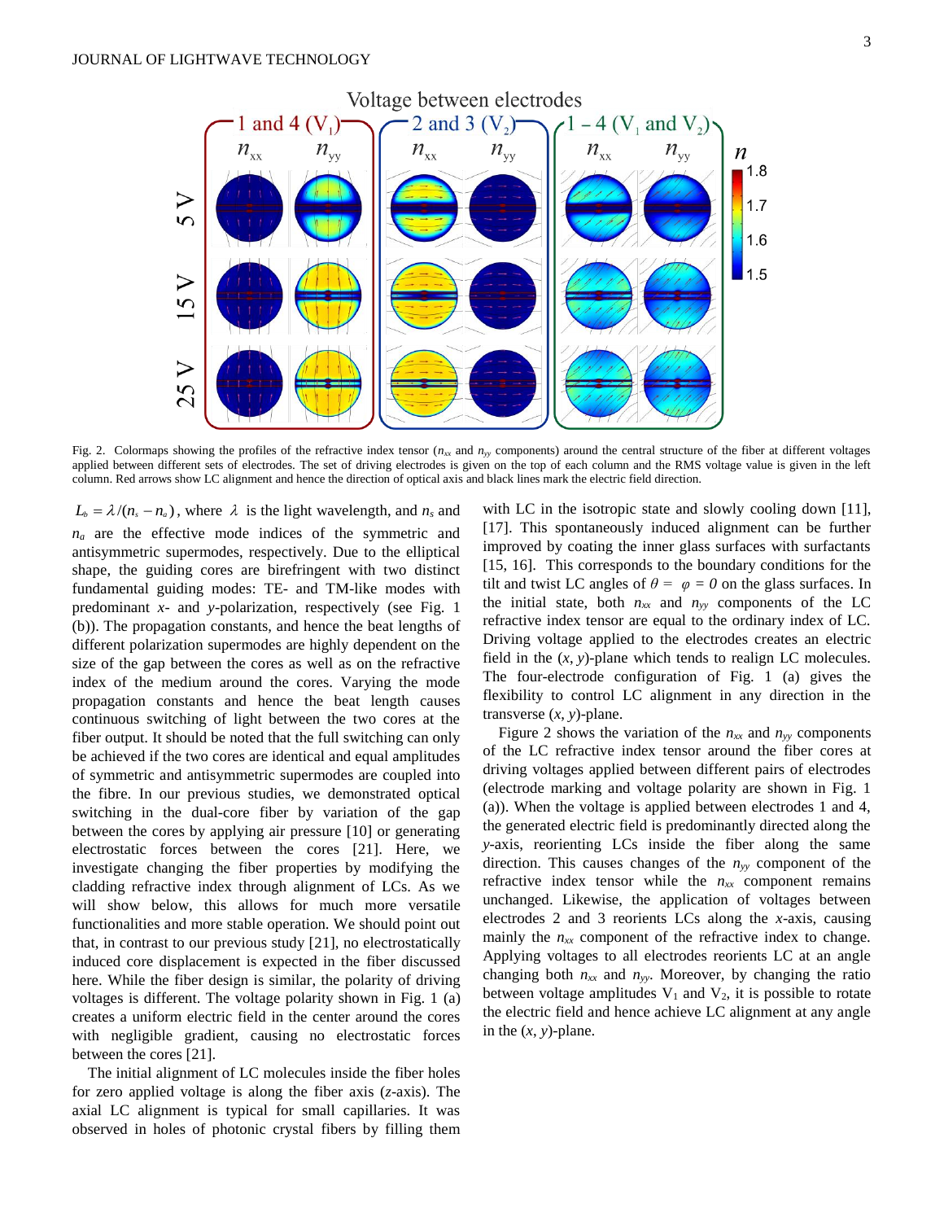Fig. 2. Colormaps showing the profiles of the refractive index tensor ($n_{xx}$ and $n_{yy}$ components) around the central structure of the fiber at different voltages applied between different sets of electrodes. The set of driving electrodes is given on the top of each column and the RMS voltage value is given in the left column. Red arrows show LC alignment and indicate the direction of optical axis and black lines mark the electric field direction.

$L_b = \lambda/(n_s - n_a)$, where $\lambda$ is the light wavelength, and $n_s$ and $n_a$ are the effective mode indices of the symmetric and antisymmetric supermodes, respectively. Due to the elliptical shape, the guiding cores are birefringent with two distinct fundamental guiding modes: TE- and TM-like modes with predominant *x*- and *y*-polarization, respectively (see Fig. 1 (b)). The propagation constants, and hence the beat lengths of different polarization supermodes are highly dependent on the size of the gap between the cores as well as on the refractive index of the medium around the cores. Varying the mode propagation constants and hence the beat length causes continuous switching of light between the two cores at the fiber output. It should be noted that the full switching can only be achieved if the two cores are identical and equal amplitudes of symmetric and antisymmetric supermodes are coupled into the fibre. In our previous studies, we demonstrated optical switching in the dual-core fiber by variation of the gap between the cores by applying air pressure [10] or generating electrostatic forces between the cores [21]. Here, we investigate changing the fiber properties by modifying the cladding refractive index through alignment of LCs. As we will show below, this allows for much more versatile functionalities and more stable operation. We should point out that, in contrast to our previous study [21], no electrostatically induced core displacement is expected in the fiber discussed here. While the fiber design is similar, the polarity of driving voltages is different. The voltage polarity shown in Fig. 1 (a) creates a uniform electric field in the center around the cores with negligible gradient, causing no electrostatic forces between the cores [21].

The initial alignment of LC molecules inside the fiber holes for zero applied voltage is along the fiber axis (*z*-axis). The axial LC alignment is typical for small capillaries. It was observed in holes of photonic crystal fibers by filling them with LC in the isotropic state and slowly cooling down [11], [17]. This spontaneously induced alignment can be further improved by coating the inner glass surfaces with surfactants [15, 16]. This corresponds to the boundary conditions for the tilt and twist LC angles of $\theta = \varphi = 0$ on the glass surfaces. In the initial state, both $n_{xx}$ and $n_{yy}$ components of the LC refractive index tensor are equal to the ordinary index of LC. Driving voltage applied to the electrodes creates an electric field in the (*x*, *y*)-plane which tends to realign LC molecules. The four-electrode configuration of Fig. 1 (a) gives the flexibility to control LC alignment in any direction in the transverse (*x*, *y*)-plane.

Figure 2 shows the variation of the $n_{xx}$ and $n_{yy}$ components of the LC refractive index tensor around the fiber cores at driving voltages applied between different pairs of electrodes (electrode marking and voltage polarity are shown in Fig. 1 (a)). When the voltage is applied between electrodes 1 and 4, the generated electric field is predominantly directed along the *y*-axis, reorienting LCs inside the fiber along the same direction. This causes changes of the $n_{yy}$ component of the refractive index tensor while the $n_{xx}$ component remains unchanged. Likewise, the application of voltages between electrodes 2 and 3 reorients LCs along the *x*-axis, causing mainly the $n_{xx}$ component of the refractive index to change. Applying voltages to all electrodes reorients LC at an angle changing both $n_{xx}$ and $n_{yy}$. Moreover, by changing the ratio between voltage amplitudes $V_1$ and $V_2$, it is possible to rotate the electric field and hence achieve LC alignment at any angle in the (*x*, *y*)-plane.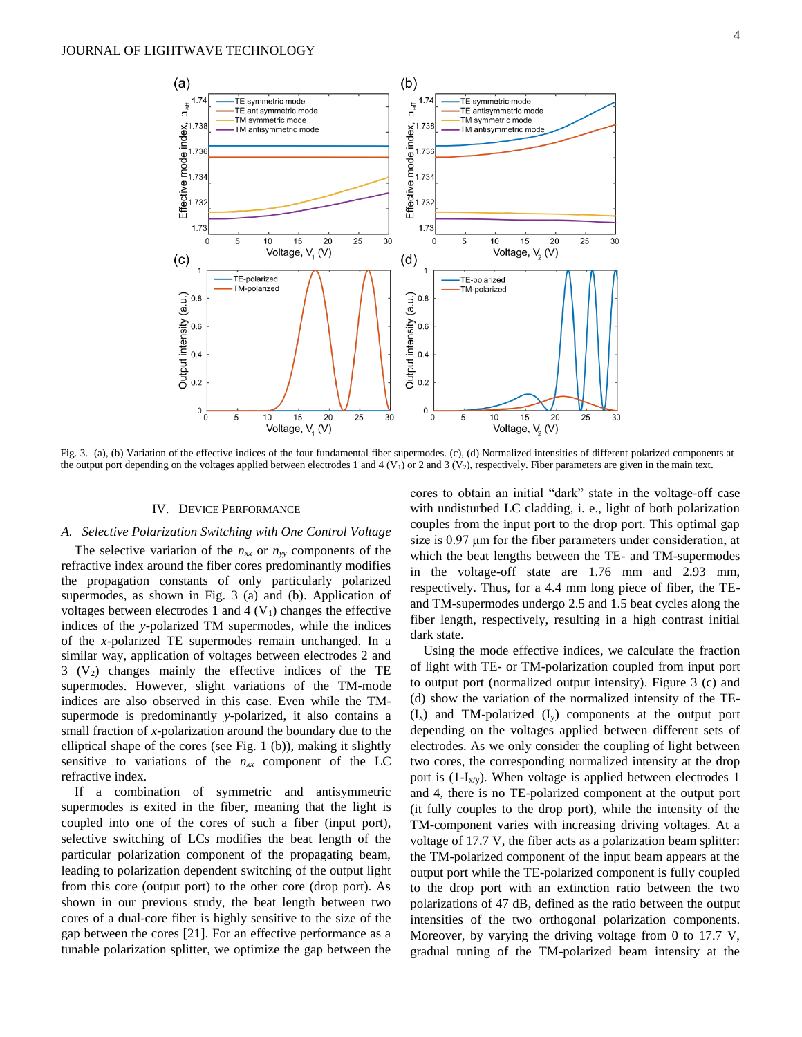Fig. 3. (a), (b) Variation of the effective indices of the four fundamental fiber supermodes. (c), (d) Normalized intensities of different polarized components at the output port depending on the voltages applied between electrodes 1 and 4 ($V_1$) or 2 and 3 ($V_2$), respectively. Fiber parameters are given in the main text.

## IV. Device Performance

### A. Selective Polarization Switching with One Control Voltage

The selective variation of the $n_{xx}$ or $n_{yy}$ components of the refractive index around the fiber cores predominantly modifies the propagation constants of only particularly polarized supermodes, as shown in Fig. 3 (a) and (b). Application of voltages between electrodes 1 and 4 ($V_1$) changes the effective indices of the *y*-polarized TM supermodes, while the indices of the *x*-polarized TE supermodes remain unchanged. In a similar way, application of voltages between electrodes 2 and 3 ($V_2$) changes mainly the effective indices of the TE supermodes. However, slight variations of the TM-mode indices are also observed in this case. Even while the TM-supermode is predominantly *y*-polarized, it also contains a small fraction of *x*-polarization around the boundary due to the elliptical shape of the cores (see Fig. 1 (b)), making it slightly sensitive to variations of the $n_{xx}$ component of the LC refractive index.

If a combination of symmetric and antisymmetric supermodes is exited in the fiber, meaning that the light is coupled into one of the cores of such a fiber (input port), selective switching of LCs modifies the beat length of the particular polarization of the propagating beam, leading to polarization dependent switching of the output light from this core (output port) to the other core (drop port). As shown in our previous study, the beat length between two cores of a dual-core fiber is highly sensitive to the size of the gap between the cores [21]. For an effective performance as a tunable polarization splitter, we optimize the gap between the cores to obtain an initial "dark" state in the voltage-off case with undisturbed LC cladding, i. e., light of both polarization couples from the input port to the drop port. This optimal gap size is 0.97 µm for the fiber parameters under consideration, at which the beat lengths between the TE- and TM-supermodes in the voltage-off state are 1.76 mm and 2.93 mm, respectively. Thus, for a 4.4 mm long piece of fiber, the TE- and TM-supermodes undergo 2.5 and 1.5 beat cycles along the fiber length, respectively, resulting in a high contrast initial dark state.

Using the mode effective indices, we calculate the fraction of light with TE- or TM-polarization coupled from input port to output port (normalized output intensity). Figure 3 (c) and (d) show the variation of the normalized intensity of the TE- ($I_x$) and TM-polarized ($I_y$) components at the output port depending on the voltages applied between different sets of electrodes. As we only consider the coupling of light between two cores, the corresponding normalized intensity at the drop port is ($1-I_{x/y}$). When voltage is applied between electrodes 1 and 4, there is no TE-polarized component at the output port (it fully couples to the drop port), while the intensity of the TM-component varies with increasing driving voltages. At a voltage of 17.7 V, the fiber acts as a polarization beam splitter: the TM-polarized component of the input beam appears at the output port while the TE-polarized component is fully coupled to the drop port with an extinction ratio between the two polarizations of 47 dB, defined as the ratio between the output intensities of the two orthogonal polarization components. Moreover, by varying the driving voltage from 0 to 17.7 V, gradual tuning of the TM-polarized beam intensity at the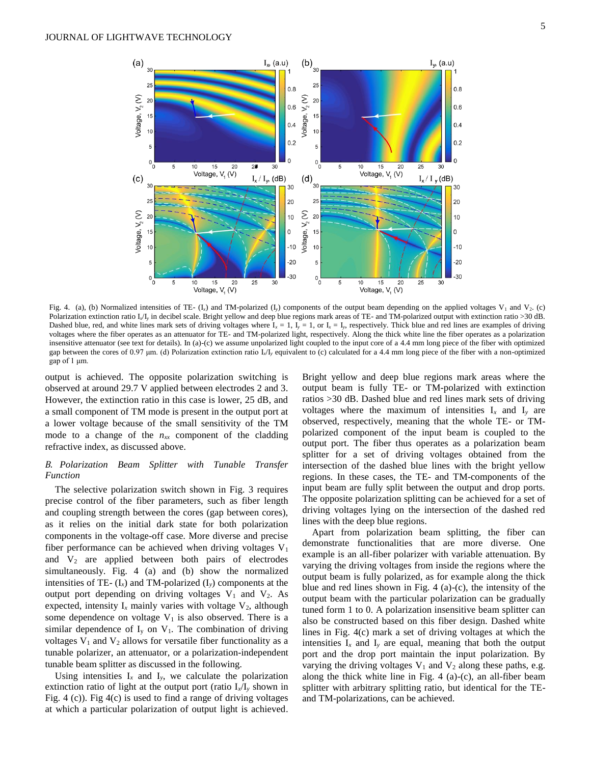Fig. 4. (a), (b) Normalized intensities of TE- ($I_x$) and TM-polarized ($I_y$) components of the output beam depending on the applied voltages $V_1$ and $V_2$. (c) Polarization extinction ratio $I_x/I_y$ in decibel scale. Bright yellow and deep blue regions mark areas of TE- and TM-polarized output with extinction ratio >30 dB. Dashed blue, red, and white lines mark sets of driving voltages where $I_x = 1$, $I_y = 1$, or $I_x = I_y$, respectively. Thick blue and red lines are examples of driving voltages where the fiber operates as an attenuator for TE- and TM-polarized light, respectively. Along the thick white line the fiber operates as a polarization insensitive attenuator (see text for details). In (a)-(c) we assume unpolarized light coupled to the input core of a 4.4 mm long piece of the fiber with optimized gap between the cores of 0.97 μm. (d) Polarization extinction ratio $I_x/I_y$ equivalent to (c) calculated for a 4.4 mm long piece of the fiber with a non-optimized gap of 1 μm.

output is achieved. The opposite polarization switching is observed at around 29.7 V applied between electrodes 2 and 3. However, the extinction ratio in this case is lower, 25 dB, and a small component of TM mode is present in the output port at a lower voltage because of the small sensitivity of the TM mode to a change of the $n_{xx}$ component of the cladding refractive index, as discussed above.

### *B. Polarization Beam Splitter with Tunable Transfer Function*

The selective polarization switch shown in Fig. 3 requires precise control of the fiber parameters, such as fiber length and coupling strength between the cores (gap between cores), as it relies on the initial dark state for both polarization components in the voltage-off case. More diverse and precise fiber performance can be achieved when driving voltages $V_1$ and $V_2$ are applied between both pairs of electrodes simultaneously. Fig. 4 (a) and (b) show the normalized intensities of TE- ($I_x$) and TM-polarized ($I_y$) components at the output port depending on driving voltages $V_1$ and $V_2$. As expected, intensity $I_x$ mainly varies with voltage $V_2$, although some dependence on voltage $V_1$ is also observed. There is a similar dependence of $I_y$ on $V_1$. The combination of driving voltages $V_1$ and $V_2$ allows for versatile fiber functionality as a tunable polarizer, an attenuator, or a polarization-independent tunable beam splitter as discussed in the following.

Using intensities $I_x$ and $I_y$, we calculate the polarization extinction ratio of light at the output port (ratio $I_x/I_y$ shown in Fig. 4 (c)). Fig 4(c) is used to find a range of driving voltages at which a particular polarization of output light is achieved. Bright yellow and deep blue regions mark areas where the output beam is fully TE- or TM-polarized with extinction ratios >30 dB. Dashed blue and red lines mark sets of driving voltages where the maximum of intensities $I_x$ and $I_y$ are observed, respectively, meaning that the whole TE- or TM-polarized component of the input beam is coupled to the output port. The fiber thus operates as a polarization beam splitter for a set of driving voltages obtained from the intersection of the dashed blue lines with the bright yellow regions. In these cases, the TE- and TM-components of the input beam are fully split between the output and drop ports. The opposite polarization splitting can be achieved for a set of driving voltages lying on the intersection of the dashed red lines with the deep blue regions.

Apart from polarization beam splitting, the fiber can demonstrate functionalities that are more diverse. One example is an all-fiber polarizer with variable attenuation. By varying the driving voltages from inside the regions where the output beam is fully polarized, as for example along the thick blue and red lines shown in Fig. 4 (a)-(c), the intensity of the output beam with the particular polarization can be gradually tuned form 1 to 0. A polarization insensitive beam splitter can also be constructed based on this fiber design. Dashed white lines in Fig. 4(c) mark a set of driving voltages at which the intensities $I_x$ and $I_y$ are equal, meaning that both the output port and the drop port maintain the input polarization. By varying the driving voltages $V_1$ and $V_2$ along these paths, e.g. along the thick white line in Fig. 4 (a)-(c), an all-fiber beam splitter with arbitrary splitting ratio, but identical for the TE- and TM-polarizations, can be achieved.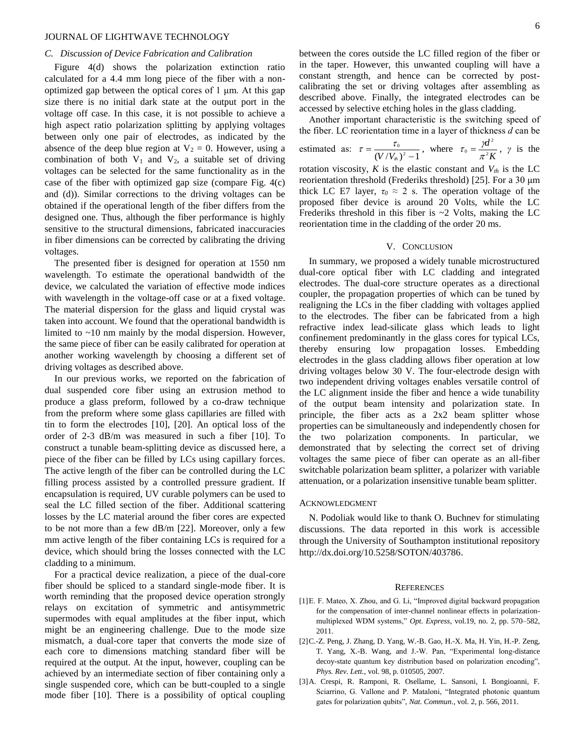### C. Discussion of Device Fabrication and Calibration

Figure 4(d) shows the polarization extinction ratio calculated for a 4.4 mm long piece of the fiber with a non-optimized gap between the optical cores of 1 μm. At this gap size there is no initial dark state at the output port in the voltage off case. In this case, it is not possible to achieve a high aspect ratio polarization splitting by applying voltages between only one pair of electrodes, as indicated by the absence of the deep blue region at $V_2 = 0$. However, using a combination of both $V_1$ and $V_2$, a suitable set of driving voltages can be selected for the same functionality as in the case of the fiber with optimized gap size (compare Fig. 4(c) and (d)). Similar corrections to the driving voltages can be obtained if the operational length of the fiber differs from the designed one. Thus, although the fiber performance is highly sensitive to the structural dimensions, fabricated inaccuracies in fiber dimensions can be corrected by calibrating the driving voltages.

The presented fiber is designed for operation at 1550 nm wavelength. To estimate the operational bandwidth of the device, we calculated the variation of effective mode indices with wavelength in the voltage-off case or at a fixed voltage. The material dispersion for the glass and liquid crystal was taken into account. We found that the operational bandwidth is limited to ~10 nm mainly by the modal dispersion. However, the same piece of fiber can be easily calibrated for operation at another working wavelength by choosing a different set of driving voltages as described above.

In our previous works, we reported on the fabrication of dual suspended core fiber using an extrusion method to produce a glass preform, followed by a co-draw technique from the preform where some glass capillaries are filled with tin to form the electrodes [10], [20]. An optical loss of the order of 2-3 dB/m was measured in such a fiber [10]. To construct a tunable beam-splitting device as discussed here, a piece of the fiber can be filled by LCs using capillary forces. The active length of the fiber can be controlled during the LC filling process assisted by a controlled pressure gradient. If encapsulation is required, UV curable polymers can be used to seal the LC filled section of the fiber. Additional scattering losses by the LC material around the fiber cores are expected to be not more than a few dB/m [22]. Moreover, only a few mm active length of the fiber containing LCs is required for a device, which should bring the losses connected with the LC cladding to a minimum.

For a practical device realization, a piece of the dual-core fiber should be spliced to a standard single-mode fiber. It is worth reminding that the proposed device operation strongly relays on excitation of symmetric and antisymmetric supermodes with equal amplitudes at the fiber input, which might be an engineering challenge. Due to the mode size mismatch, a dual-core taper that converts the mode size of each core to dimensions matching standard fiber will be required at the output. At the input, however, coupling can be achieved by an intermediate section of fiber containing only a single suspended core, which can be butt-coupled to a single mode fiber [10]. There is a possibility of optical coupling between the cores outside the LC filled region of the fiber or in the taper. However, this unwanted coupling will have a constant strength, and hence can be corrected by post-calibrating the set or driving voltages after assembling as described above. Finally, the integrated electrodes can be accessed by selective etching holes in the glass cladding.

Another important characteristic is the switching speed of the fiber. LC reorientation time in a layer of thickness $d$ can be estimated as: $\tau = \dfrac{\tau_0}{(V/V_{th})^2 - 1}$, where $\tau_0 = \dfrac{\gamma d^2}{\pi^2 K}$, $\gamma$ is the rotation viscosity, $K$ is the elastic constant and $V_{th}$ is the LC reorientation threshold (Frederiks threshold) [25]. For a 30 μm thick LC E7 layer, $\tau_0 \approx 2$ s. The operation voltage of the proposed fiber device is around 20 Volts, while the LC Frederiks threshold in this fiber is ~2 Volts, making the LC reorientation time in the cladding of the order 20 ms.

## V. Conclusion

In summary, we proposed a widely tunable microstructured dual-core optical fiber with LC cladding and integrated electrodes. The dual-core structure operates as a directional coupler, the propagation properties of which can be tuned by realigning the LCs in the fiber cladding with voltages applied to the electrodes. The fiber can be fabricated from a high refractive index lead-silicate glass which leads to light confinement predominantly in the glass cores for typical LCs, thereby ensuring low propagation losses. Embedding electrodes in the glass cladding allows fiber operation at low driving voltages below 30 V. The four-electrode design with two independent driving voltages enables versatile control of the LC alignment inside the fiber and hence a wide tunability of the output beam intensity and polarization state. In principle, the fiber acts as a 2x2 beam splitter whose properties can be simultaneously and independently chosen for the two polarization components. In particular, we demonstrated that by selecting the correct set of driving voltages the same piece of fiber can operate as an all-fiber switchable polarization beam splitter, a polarizer with variable attenuation, or a polarization insensitive tunable beam splitter.

## Acknowledgment

N. Podoliak would like to thank O. Buchnev for stimulating discussions. The data reported in this work is accessible through the University of Southampton institutional repository http://dx.doi.org/10.5258/SOTON/403786.

## References

[1] E. F. Mateo, X. Zhou, and G. Li, "Improved digital backward propagation for the compensation of inter-channel nonlinear effects in polarization-multiplexed WDM systems," *Opt. Express*, vol.19, no. 2, pp. 570–582, 2011.

[2] C.-Z. Peng, J. Zhang, D. Yang, W.-B. Gao, H.-X. Ma, H. Yin, H.-P. Zeng, T. Yang, X.-B. Wang, and J.-W. Pan, "Experimental long-distance decoy-state quantum key distribution based on polarization encoding", *Phys. Rev. Lett.*, vol. 98, p. 010505, 2007.

[3] A. Crespi, R. Ramponi, R. Osellame, L. Sansoni, I. Bongioanni, F. Sciarrino, G. Vallone and P. Mataloni, "Integrated photonic quantum gates for polarization qubits", *Nat. Commun.*, vol. 2, p. 566, 2011.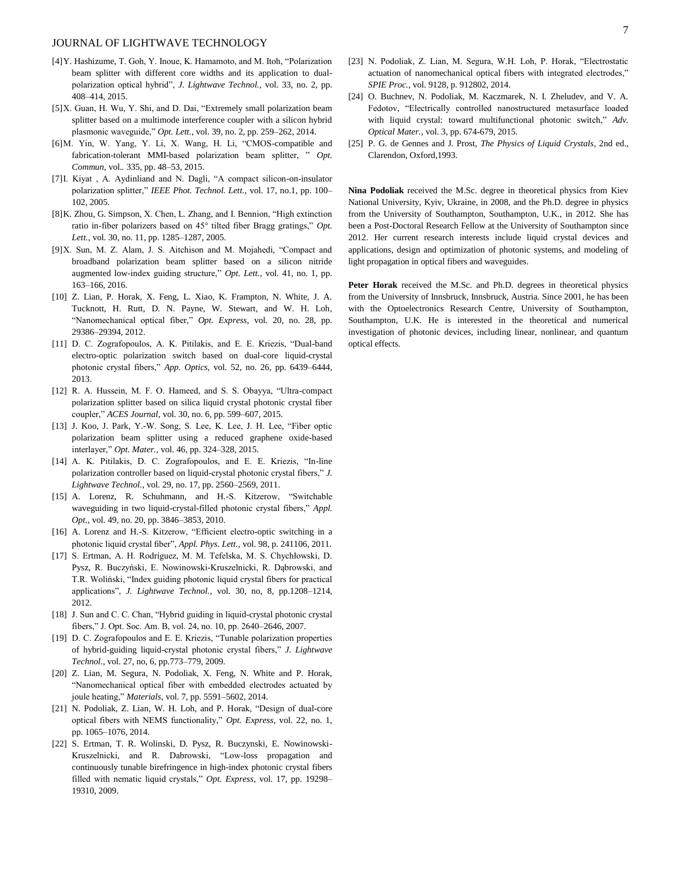[4]Y. Hashizume, T. Goh, Y. Inoue, K. Hamamoto, and M. Itoh, "Polarization beam splitter with different core widths and its application to dual-polarization optical hybrid", *J. Lightwave Technol.*, vol. 33, no. 2, pp. 408–414, 2015.

[5]X. Guan, H. Wu, Y. Shi, and D. Dai, "Extremely small polarization beam splitter based on a multimode interference coupler with a silicon hybrid plasmonic waveguide," *Opt. Lett.*, vol. 39, no. 2, pp. 259–262, 2014.

[6]M. Yin, W. Yang, Y. Li, X. Wang, H. Li, "CMOS-compatible and fabrication-tolerant MMI-based polarization beam splitter, " *Opt. Commun*, vol.. 335, pp. 48–53, 2015.

[7]I. Kiyat , A. Aydinliand and N. Dagli, "A compact silicon-on-insulator polarization splitter," *IEEE Phot. Technol. Lett.*, vol. 17, no.1, pp. 100–102, 2005.

[8]K. Zhou, G. Simpson, X. Chen, L. Zhang, and I. Bennion, "High extinction ratio in-fiber polarizers based on 45° tilted fiber Bragg gratings," *Opt. Lett.*, vol. 30, no. 11, pp. 1285–1287, 2005.

[9]X. Sun, M. Z. Alam, J. S. Aitchison and M. Mojahedi, "Compact and broadband polarization beam splitter based on a silicon nitride augmented low-index guiding structure," *Opt. Lett.*, vol. 41, no. 1, pp. 163–166, 2016.

[10] Z. Lian, P. Horak, X. Feng, L. Xiao, K. Frampton, N. White, J. A. Tucknott, H. Rutt, D. N. Payne, W. Stewart, and W. H. Loh, "Nanomechanical optical fiber," *Opt. Express*, vol. 20, no. 28, pp. 29386–29394, 2012.

[11] D. C. Zografopoulos, A. K. Pitilakis, and E. E. Kriezis, "Dual-band electro-optic polarization switch based on dual-core liquid-crystal photonic crystal fibers," *App. Optics*, vol. 52, no. 26, pp. 6439–6444, 2013.

[12] R. A. Hussein, M. F. O. Hameed, and S. S. Obayya, "Ultra-compact polarization splitter based on silica liquid crystal photonic crystal fiber coupler," *ACES Journal*, vol. 30, no. 6, pp. 599–607, 2015.

[13] J. Koo, J. Park, Y.-W. Song, S. Lee, K. Lee, J. H. Lee, "Fiber optic polarization beam splitter using a reduced graphene oxide-based interlayer," *Opt. Mater.*, vol. 46, pp. 324–328, 2015.

[14] A. K. Pitilakis, D. C. Zografopoulos, and E. E. Kriezis, "In-line polarization controller based on liquid-crystal photonic crystal fibers," *J. Lightwave Technol.*, vol. 29, no. 17, pp. 2560–2569, 2011.

[15] A. Lorenz, R. Schuhmann, and H.-S. Kitzerow, "Switchable waveguiding in two liquid-crystal-filled photonic crystal fibers," *Appl. Opt.*, vol. 49, no. 20, pp. 3846–3853, 2010.

[16] A. Lorenz and H.-S. Kitzerow, "Efficient electro-optic switching in a photonic liquid crystal fiber", *Appl. Phys. Lett.*, vol. 98, p. 241106, 2011.

[17] S. Ertman, A. H. Rodríguez, M. M. Tefelska, M. S. Chychłowski, D. Pysz, R. Buczyński, E. Nowinowski-Kruszelnicki, R. Dąbrowski, and T.R. Woliński, "Index guiding photonic liquid crystal fibers for practical applications", *J. Lightwave Technol.*, vol. 30, no, 8, pp.1208–1214, 2012.

[18] J. Sun and C. C. Chan, "Hybrid guiding in liquid-crystal photonic crystal fibers," J. Opt. Soc. Am. B, vol. 24, no. 10, pp. 2640–2646, 2007.

[19] D. C. Zografopoulos and E. E. Kriezis, "Tunable polarization properties of hybrid-guiding liquid-crystal photonic crystal fibers," *J. Lightwave Technol.*, vol. 27, no, 6, pp.773–779, 2009.

[20] Z. Lian, M. Segura, N. Podoliak, X. Feng, N. White and P. Horak, "Nanomechanical optical fiber with embedded electrodes actuated by joule heating," *Materials*, vol. 7, pp. 5591–5602, 2014.

[21] N. Podoliak, Z. Lian, W. H. Loh, and P. Horak, "Design of dual-core optical fibers with NEMS functionality," *Opt. Express*, vol. 22, no. 1, pp. 1065–1076, 2014.

[22] S. Ertman, T. R. Wolinski, D. Pysz, R. Buczynski, E. Nowinowski-Kruszelnicki, and R. Dabrowski, "Low-loss propagation and continuously tunable birefringence in high-index photonic crystal fibers filled with nematic liquid crystals," *Opt. Express*, vol. 17, pp. 19298–19310, 2009.

[23] N. Podoliak, Z. Lian, M. Segura, W.H. Loh, P. Horak, "Electrostatic actuation of nanomechanical optical fibers with integrated electrodes," *SPIE Proc.*, vol. 9128, p. 912802, 2014.

[24] O. Buchnev, N. Podoliak, M. Kaczmarek, N. I. Zheludev, and V. A. Fedotov, "Electrically controlled nanostructured metasurface loaded with liquid crystal: toward multifunctional photonic switch," *Adv. Optical Mater.*, vol. 3, pp. 674-679, 2015.

[25] P. G. de Gennes and J. Prost, *The Physics of Liquid Crystals*, 2nd ed., Clarendon, Oxford,1993.

**Nina Podoliak** received the M.Sc. degree in theoretical physics from Kiev National University, Kyiv, Ukraine, in 2008, and the Ph.D. degree in physics from the University of Southampton, Southampton, U.K., in 2012. She has been a Post-Doctoral Research Fellow at the University of Southampton since 2012. Her current research interests include liquid crystal devices and applications, design and optimization of photonic systems, and modeling of light propagation in optical fibers and waveguides.

**Peter Horak** received the M.Sc. and Ph.D. degrees in theoretical physics from the University of Innsbruck, Innsbruck, Austria. Since 2001, he has been with the Optoelectronics Research Centre, University of Southampton, Southampton, U.K. He is interested in the theoretical and numerical investigation of photonic devices, including linear, nonlinear, and quantum optical effects.